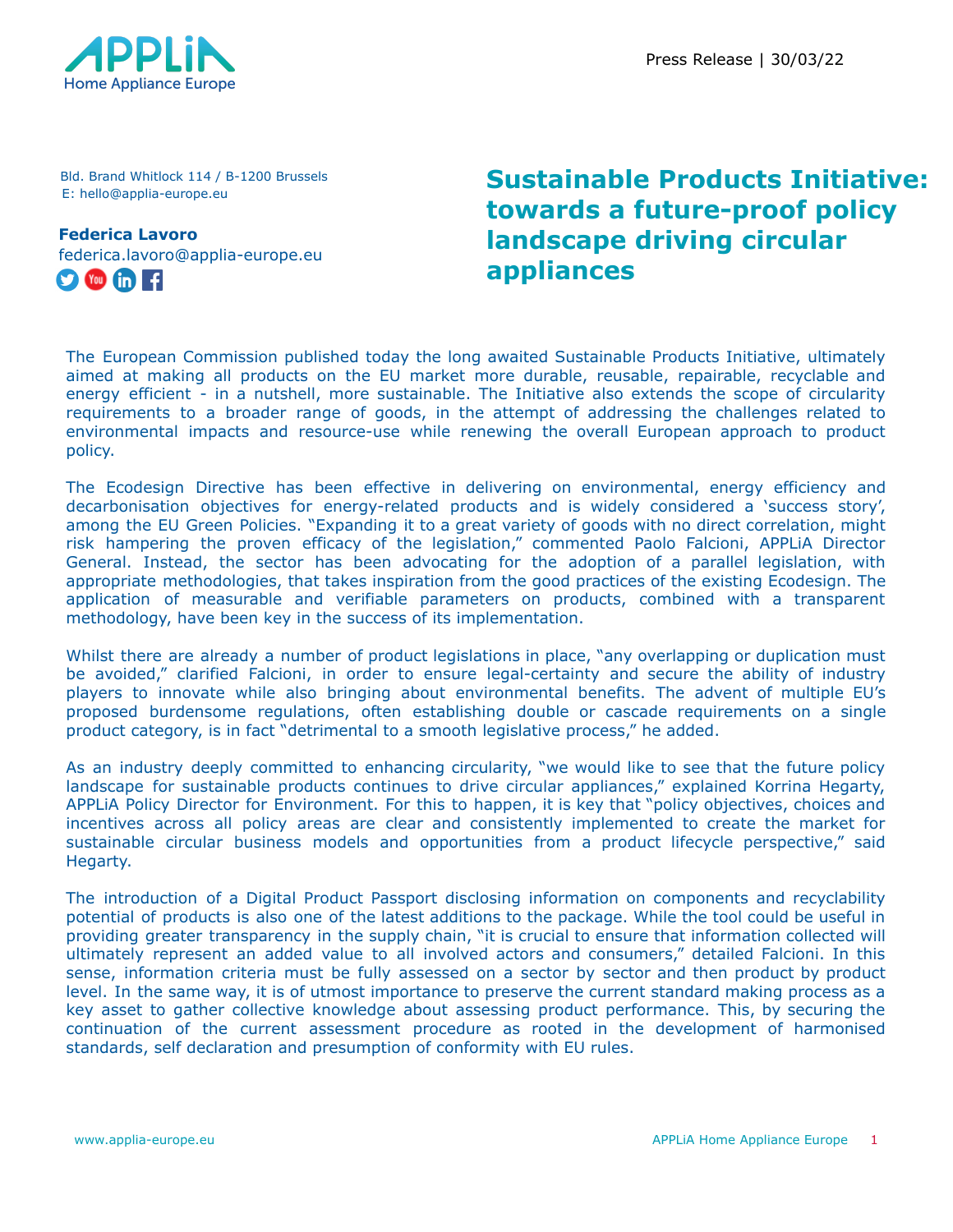Press Release | 30/03/22

Bld. Brand Whitlock 114 / B-1200 Brussels
E: hello@applia-europe.eu

**Federica Lavoro**
federica.lavoro@applia-europe.eu

# Sustainable Products Initiative: towards a future-proof policy landscape driving circular appliances

The European Commission published today the long awaited Sustainable Products Initiative, ultimately aimed at making all products on the EU market more durable, reusable, repairable, recyclable and energy efficient - in a nutshell, more sustainable. The Initiative also extends the scope of circularity requirements to a broader range of goods, in the attempt of addressing the challenges related to environmental impacts and resource-use while renewing the overall European approach to product policy.

The Ecodesign Directive has been effective in delivering on environmental, energy efficiency and decarbonisation objectives for energy-related products and is widely considered a 'success story', among the EU Green Policies. "Expanding it to a great variety of goods with no direct correlation, might risk hampering the proven efficacy of the legislation," commented Paolo Falcioni, APPLiA Director General. Instead, the sector has been advocating for the adoption of a parallel legislation, with appropriate methodologies, that takes inspiration from the good practices of the existing Ecodesign. The application of measurable and verifiable parameters on products, combined with a transparent methodology, have been key in the success of its implementation.

Whilst there are already a number of product legislations in place, "any overlapping or duplication must be avoided," clarified Falcioni, in order to ensure legal-certainty and secure the ability of industry players to innovate while also bringing about environmental benefits. The advent of multiple EU's proposed burdensome regulations, often establishing double or cascade requirements on a single product category, is in fact "detrimental to a smooth legislative process," he added.

As an industry deeply committed to enhancing circularity, "we would like to see that the future policy landscape for sustainable products continues to drive circular appliances," explained Korrina Hegarty, APPLiA Policy Director for Environment. For this to happen, it is key that "policy objectives, choices and incentives across all policy areas are clear and consistently implemented to create the market for sustainable circular business models and opportunities from a product lifecycle perspective," said Hegarty.

The introduction of a Digital Product Passport disclosing information on components and recyclability potential of products is also one of the latest additions to the package. While the tool could be useful in providing greater transparency in the supply chain, "it is crucial to ensure that information collected will ultimately represent an added value to all involved actors and consumers," detailed Falcioni. In this sense, information criteria must be fully assessed on a sector by sector and then product by product level. In the same way, it is of utmost importance to preserve the current standard making process as a key asset to gather collective knowledge about assessing product performance. This, by securing the continuation of the current assessment procedure as rooted in the development of harmonised standards, self declaration and presumption of conformity with EU rules.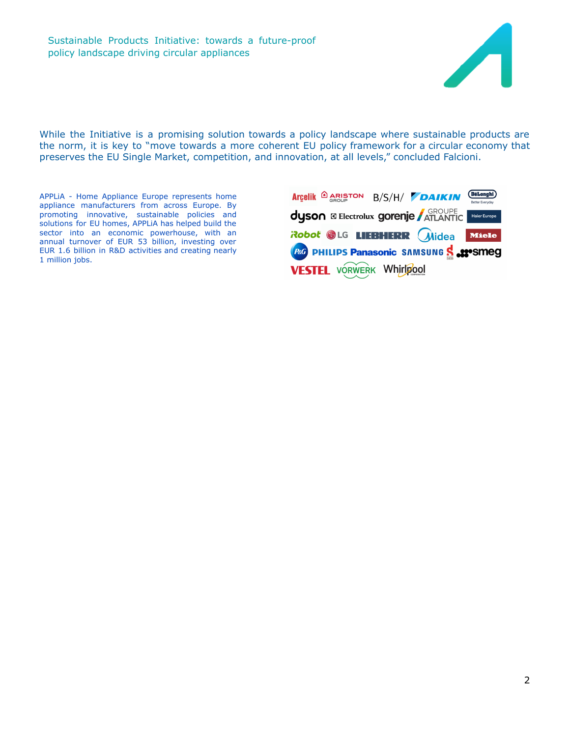While the Initiative is a promising solution towards a policy landscape where sustainable products are the norm, it is key to "move towards a more coherent EU policy framework for a circular economy that preserves the EU Single Market, competition, and innovation, at all levels," concluded Falcioni.

APPLiA - Home Appliance Europe represents home appliance manufacturers from across Europe. By promoting innovative, sustainable policies and solutions for EU homes, APPLiA has helped build the sector into an economic powerhouse, with an annual turnover of EUR 53 billion, investing over EUR 1.6 billion in R&D activities and creating nearly 1 million jobs.